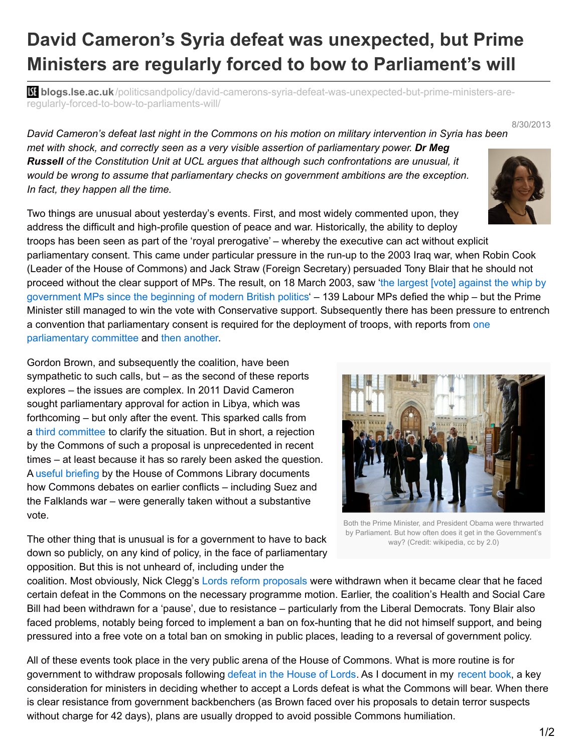# David Cameron's Syria defeat was unexpected, but Prime Ministers are regularly forced to bow to Parliament's will

**blogs.lse.ac.uk**/politicsandpolicy/david-camerons-syria-defeat-was-unexpected-but-prime-ministers-are-regularly-forced-to-bow-to-parliaments-will/

8/30/2013

*David Cameron's defeat last night in the Commons on his motion on military intervention in Syria has been met with shock, and correctly seen as a very visible assertion of parliamentary power.* ***Dr Meg Russell*** *of the Constitution Unit at UCL argues that although such confrontations are unusual, it would be wrong to assume that parliamentary checks on government ambitions are the exception. In fact, they happen all the time.*

Two things are unusual about yesterday's events. First, and most widely commented upon, they address the difficult and high-profile question of peace and war. Historically, the ability to deploy troops has been seen as part of the 'royal prerogative' – whereby the executive can act without explicit parliamentary consent. This came under particular pressure in the run-up to the 2003 Iraq war, when Robin Cook (Leader of the House of Commons) and Jack Straw (Foreign Secretary) persuaded Tony Blair that he should not proceed without the clear support of MPs. The result, on 18 March 2003, saw 'the largest [vote] against the whip by government MPs since the beginning of modern British politics' – 139 Labour MPs defied the whip – but the Prime Minister still managed to win the vote with Conservative support. Subsequently there has been pressure to entrench a convention that parliamentary consent is required for the deployment of troops, with reports from one parliamentary committee and then another.

Gordon Brown, and subsequently the coalition, have been sympathetic to such calls, but – as the second of these reports explores – the issues are complex. In 2011 David Cameron sought parliamentary approval for action in Libya, which was forthcoming – but only after the event. This sparked calls from a third committee to clarify the situation. But in short, a rejection by the Commons of such a proposal is unprecedented in recent times – at least because it has so rarely been asked the question. A useful briefing by the House of Commons Library documents how Commons debates on earlier conflicts – including Suez and the Falklands war – were generally taken without a substantive vote.

Both the Prime Minister, and President Obama were thrwarted by Parliament. But how often does it get in the Government's way? (Credit: wikipedia, cc by 2.0)

The other thing that is unusual is for a government to have to back down so publicly, on any kind of policy, in the face of parliamentary opposition. But this is not unheard of, including under the coalition. Most obviously, Nick Clegg's Lords reform proposals were withdrawn when it became clear that he faced certain defeat in the Commons on the necessary programme motion. Earlier, the coalition's Health and Social Care Bill had been withdrawn for a 'pause', due to resistance – particularly from the Liberal Democrats. Tony Blair also faced problems, notably being forced to implement a ban on fox-hunting that he did not himself support, and being pressured into a free vote on a total ban on smoking in public places, leading to a reversal of government policy.

All of these events took place in the very public arena of the House of Commons. What is more routine is for government to withdraw proposals following defeat in the House of Lords. As I document in my recent book, a key consideration for ministers in deciding whether to accept a Lords defeat is what the Commons will bear. When there is clear resistance from government backbenchers (as Brown faced over his proposals to detain terror suspects without charge for 42 days), plans are usually dropped to avoid possible Commons humiliation.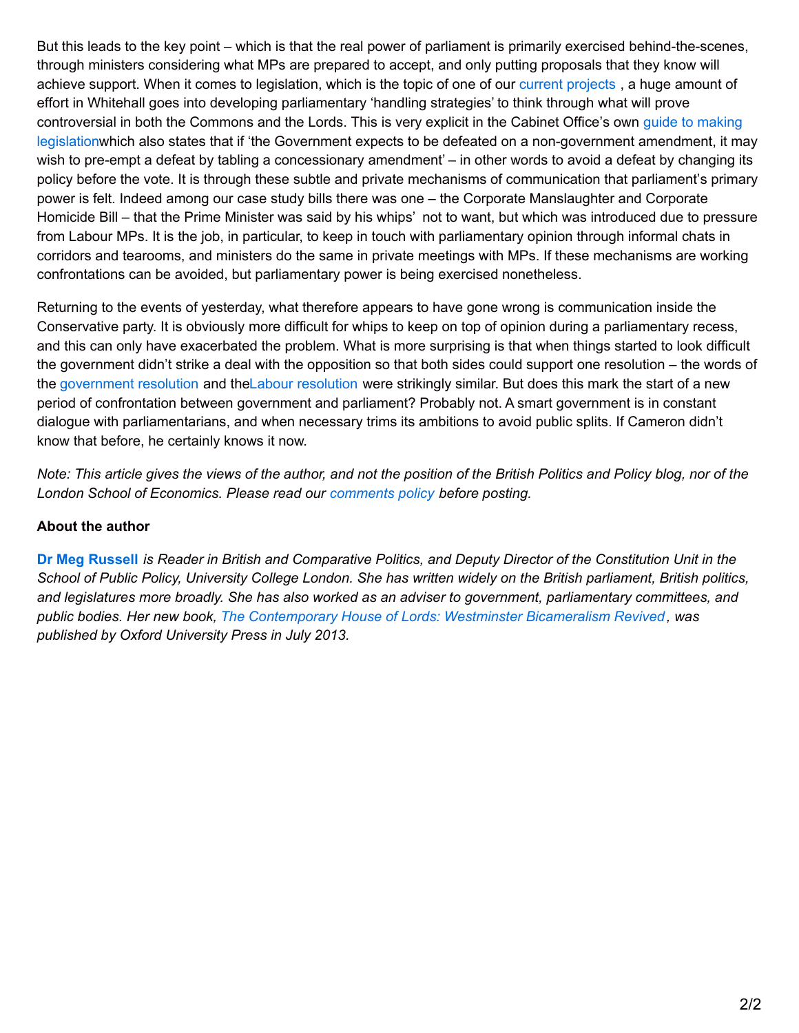But this leads to the key point – which is that the real power of parliament is primarily exercised behind-the-scenes, through ministers considering what MPs are prepared to accept, and only putting proposals that they know will achieve support. When it comes to legislation, which is the topic of one of our current projects , a huge amount of effort in Whitehall goes into developing parliamentary 'handling strategies' to think through what will prove controversial in both the Commons and the Lords. This is very explicit in the Cabinet Office's own guide to making legislationwhich also states that if 'the Government expects to be defeated on a non-government amendment, it may wish to pre-empt a defeat by tabling a concessionary amendment' – in other words to avoid a defeat by changing its policy before the vote. It is through these subtle and private mechanisms of communication that parliament's primary power is felt. Indeed among our case study bills there was one – the Corporate Manslaughter and Corporate Homicide Bill – that the Prime Minister was said by his whips' not to want, but which was introduced due to pressure from Labour MPs. It is the job, in particular, to keep in touch with parliamentary opinion through informal chats in corridors and tearooms, and ministers do the same in private meetings with MPs. If these mechanisms are working confrontations can be avoided, but parliamentary power is being exercised nonetheless.

Returning to the events of yesterday, what therefore appears to have gone wrong is communication inside the Conservative party. It is obviously more difficult for whips to keep on top of opinion during a parliamentary recess, and this can only have exacerbated the problem. What is more surprising is that when things started to look difficult the government didn't strike a deal with the opposition so that both sides could support one resolution – the words of the government resolution and theLabour resolution were strikingly similar. But does this mark the start of a new period of confrontation between government and parliament? Probably not. A smart government is in constant dialogue with parliamentarians, and when necessary trims its ambitions to avoid public splits. If Cameron didn't know that before, he certainly knows it now.

*Note: This article gives the views of the author, and not the position of the British Politics and Policy blog, nor of the London School of Economics. Please read our comments policy before posting.*

**About the author**

**Dr Meg Russell** *is Reader in British and Comparative Politics, and Deputy Director of the Constitution Unit in the School of Public Policy, University College London. She has written widely on the British parliament, British politics, and legislatures more broadly. She has also worked as an adviser to government, parliamentary committees, and public bodies. Her new book, The Contemporary House of Lords: Westminster Bicameralism Revived, was published by Oxford University Press in July 2013.*